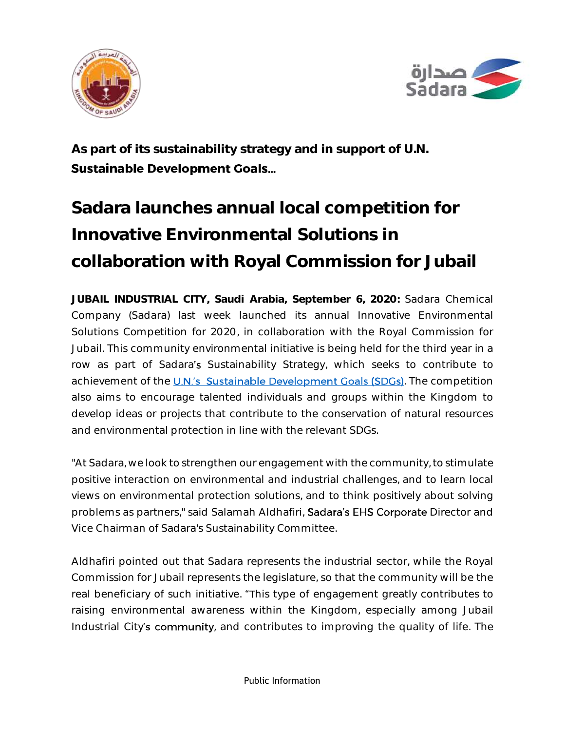**As part of its sustainability strategy and in support of U.N. Sustainable Development Goals…**

# Sadara launches annual local competition for Innovative Environmental Solutions in collaboration with Royal Commission for Jubail

**JUBAIL INDUSTRIAL CITY, Saudi Arabia, September 6, 2020:** Sadara Chemical Company (Sadara) last week launched its annual Innovative Environmental Solutions Competition for 2020, in collaboration with the Royal Commission for Jubail. This community environmental initiative is being held for the third year in a row as part of Sadara's Sustainability Strategy, which seeks to contribute to achievement of the U.N.'s Sustainable Development Goals (SDGs). The competition also aims to encourage talented individuals and groups within the Kingdom to develop ideas or projects that contribute to the conservation of natural resources and environmental protection in line with the relevant SDGs.

"At Sadara, we look to strengthen our engagement with the community, to stimulate positive interaction on environmental and industrial challenges, and to learn local views on environmental protection solutions, and to think positively about solving problems as partners," said Salamah Aldhafiri, Sadara's EHS Corporate Director and Vice Chairman of Sadara's Sustainability Committee.

Aldhafiri pointed out that Sadara represents the industrial sector, while the Royal Commission for Jubail represents the legislature, so that the community will be the real beneficiary of such initiative. "This type of engagement greatly contributes to raising environmental awareness within the Kingdom, especially among Jubail Industrial City's community, and contributes to improving the quality of life. The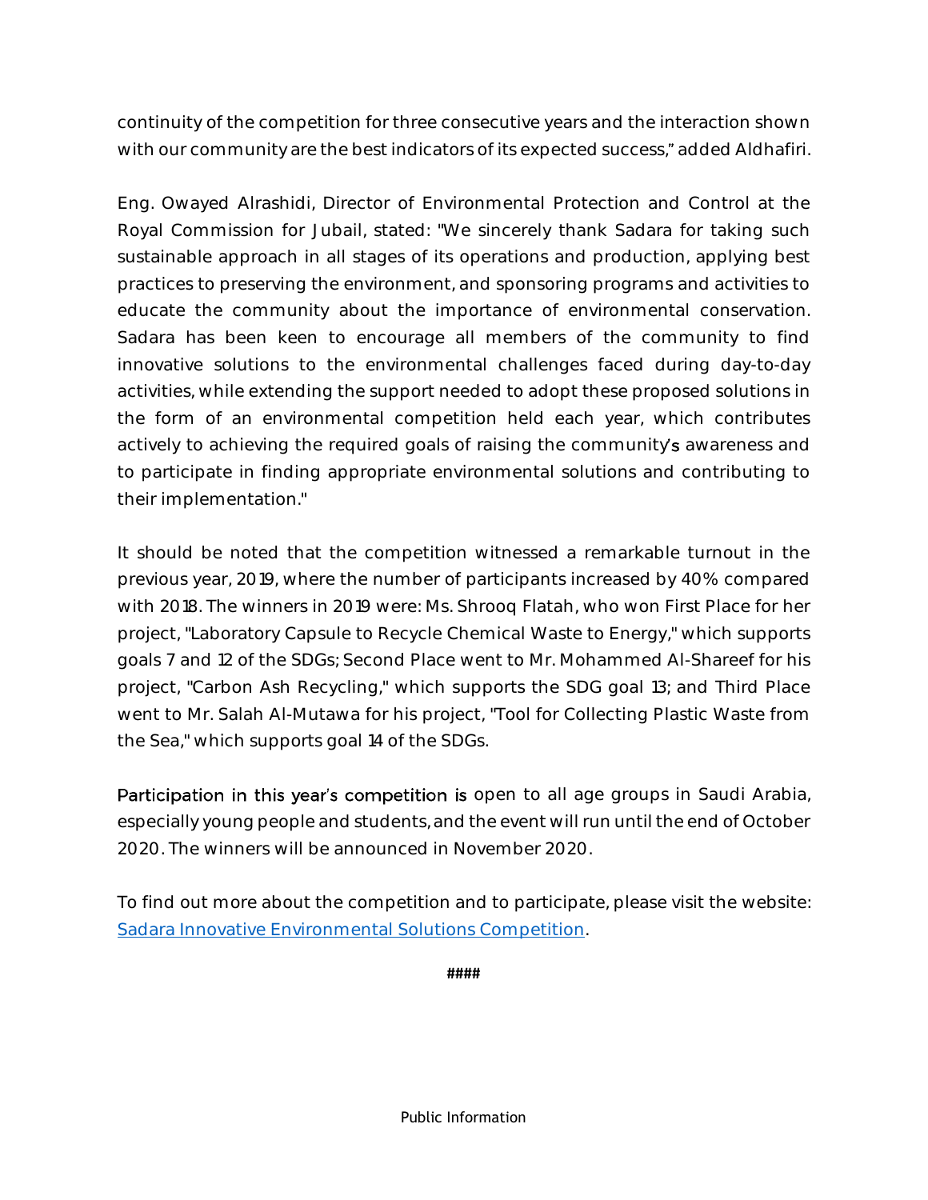continuity of the competition for three consecutive years and the interaction shown with our community are the best indicators of its expected success," added Aldhafiri.

Eng. Owayed Alrashidi, Director of Environmental Protection and Control at the Royal Commission for Jubail, stated: "We sincerely thank Sadara for taking such sustainable approach in all stages of its operations and production, applying best practices to preserving the environment, and sponsoring programs and activities to educate the community about the importance of environmental conservation. Sadara has been keen to encourage all members of the community to find innovative solutions to the environmental challenges faced during day-to-day activities, while extending the support needed to adopt these proposed solutions in the form of an environmental competition held each year, which contributes actively to achieving the required goals of raising the community's awareness and to participate in finding appropriate environmental solutions and contributing to their implementation."

It should be noted that the competition witnessed a remarkable turnout in the previous year, 2019, where the number of participants increased by 40% compared with 2018. The winners in 2019 were: Ms. Shrooq Flatah, who won First Place for her project, "Laboratory Capsule to Recycle Chemical Waste to Energy," which supports goals 7 and 12 of the SDGs; Second Place went to Mr. Mohammed Al-Shareef for his project, "Carbon Ash Recycling," which supports the SDG goal 13; and Third Place went to Mr. Salah Al-Mutawa for his project, "Tool for Collecting Plastic Waste from the Sea," which supports goal 14 of the SDGs.

Participation in this year's competition is open to all age groups in Saudi Arabia, especially young people and students, and the event will run until the end of October 2020. The winners will be announced in November 2020.

To find out more about the competition and to participate, please visit the website: [Sadara Innovative Environmental Solutions Competition](#).

####

Public Information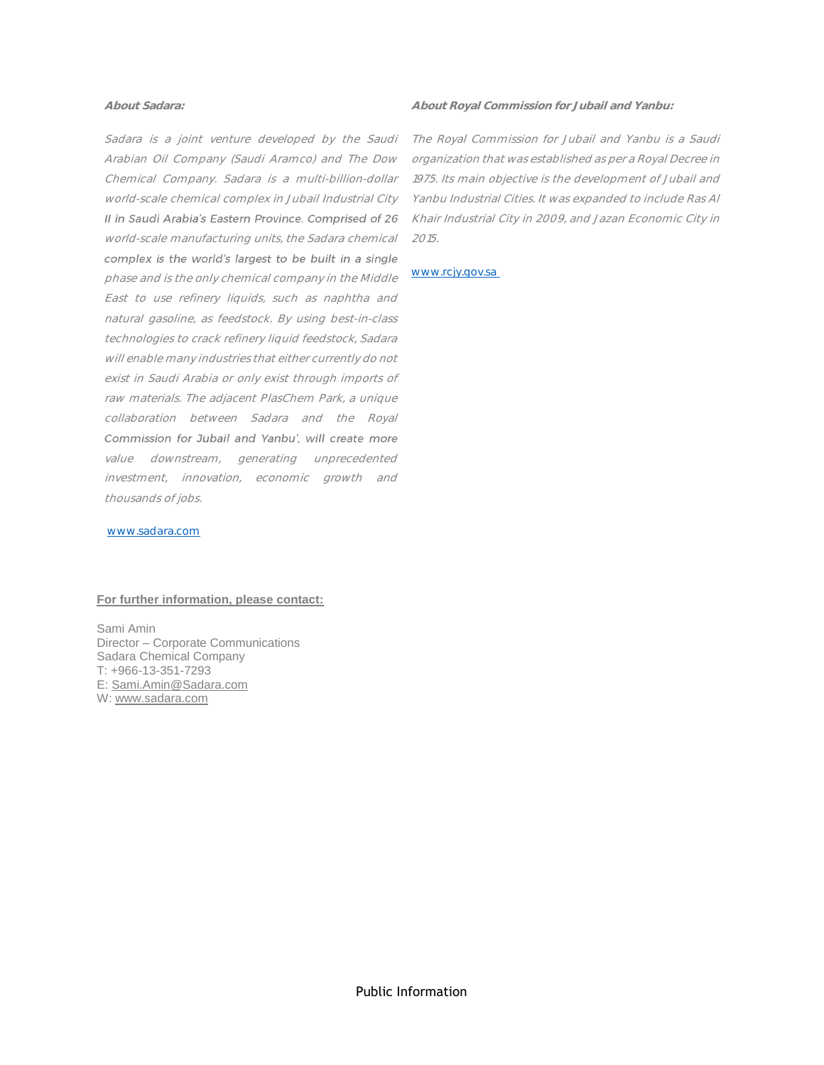***About Sadara:***

*Sadara is a joint venture developed by the Saudi Arabian Oil Company (Saudi Aramco) and The Dow Chemical Company. Sadara is a multi-billion-dollar world-scale chemical complex in Jubail Industrial City II in Saudi Arabia's Eastern Province. Comprised of 26 world-scale manufacturing units, the Sadara chemical complex is the world's largest to be built in a single phase and is the only chemical company in the Middle East to use refinery liquids, such as naphtha and natural gasoline, as feedstock. By using best-in-class technologies to crack refinery liquid feedstock, Sadara will enable many industries that either currently do not exist in Saudi Arabia or only exist through imports of raw materials. The adjacent PlasChem Park, a unique collaboration between Sadara and the Royal Commission for Jubail and Yanbu', will create more value downstream, generating unprecedented investment, innovation, economic growth and thousands of jobs.*

www.sadara.com

***About Royal Commission for Jubail and Yanbu:***

*The Royal Commission for Jubail and Yanbu is a Saudi organization that was established as per a Royal Decree in 1975. Its main objective is the development of Jubail and Yanbu Industrial Cities. It was expanded to include Ras Al Khair Industrial City in 2009, and Jazan Economic City in 2015.*

www.rcjy.gov.sa

**For further information, please contact:**

Sami Amin
Director – Corporate Communications
Sadara Chemical Company
T: +966-13-351-7293
E: Sami.Amin@Sadara.com
W: www.sadara.com

Public Information